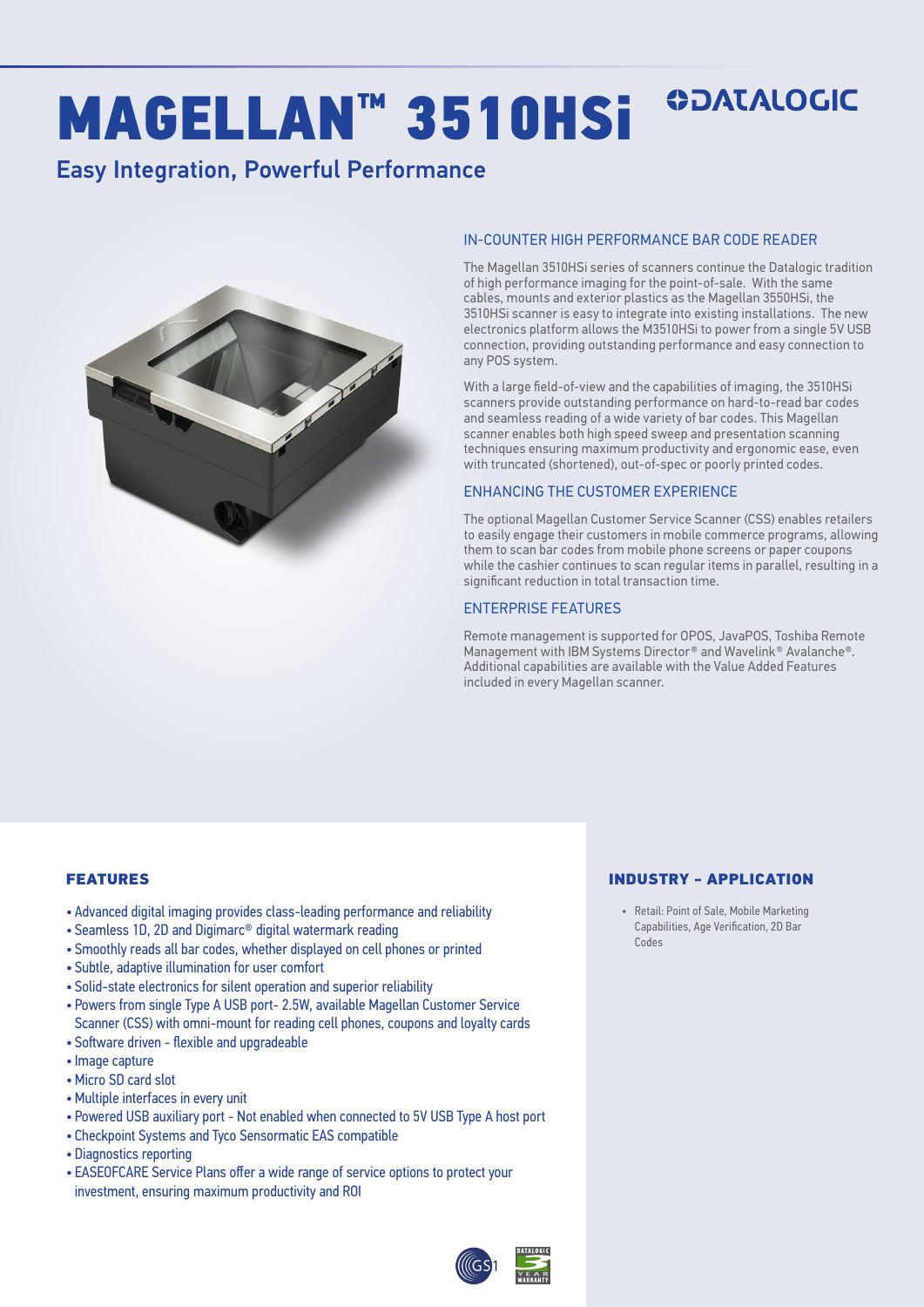# MAGELLAN™ 3510HSi

DATALOGIC

## Easy Integration, Powerful Performance

### IN-COUNTER HIGH PERFORMANCE BAR CODE READER

The Magellan 3510HSi series of scanners continue the Datalogic tradition of high performance imaging for the point-of-sale. With the same cables, mounts and exterior plastics as the Magellan 3550HSi, the 3510HSi scanner is easy to integrate into existing installations. The new electronics platform allows the M3510HSi to power from a single 5V USB connection, providing outstanding performance and easy connection to any POS system.

With a large field-of-view and the capabilities of imaging, the 3510HSi scanners provide outstanding performance on hard-to-read bar codes and seamless reading of a wide variety of bar codes. This Magellan scanner enables both high speed sweep and presentation scanning techniques ensuring maximum productivity and ergonomic ease, even with truncated (shortened), out-of-spec or poorly printed codes.

### ENHANCING THE CUSTOMER EXPERIENCE

The optional Magellan Customer Service Scanner (CSS) enables retailers to easily engage their customers in mobile commerce programs, allowing them to scan bar codes from mobile phone screens or paper coupons while the cashier continues to scan regular items in parallel, resulting in a significant reduction in total transaction time.

### ENTERPRISE FEATURES

Remote management is supported for OPOS, JavaPOS, Toshiba Remote Management with IBM Systems Director® and Wavelink® Avalanche®. Additional capabilities are available with the Value Added Features included in every Magellan scanner.

### FEATURES

- Advanced digital imaging provides class-leading performance and reliability
- Seamless 1D, 2D and Digimarc® digital watermark reading
- Smoothly reads all bar codes, whether displayed on cell phones or printed
- Subtle, adaptive illumination for user comfort
- Solid-state electronics for silent operation and superior reliability
- Powers from single Type A USB port- 2.5W, available Magellan Customer Service Scanner (CSS) with omni-mount for reading cell phones, coupons and loyalty cards
- Software driven - flexible and upgradeable
- Image capture
- Micro SD card slot
- Multiple interfaces in every unit
- Powered USB auxiliary port - Not enabled when connected to 5V USB Type A host port
- Checkpoint Systems and Tyco Sensormatic EAS compatible
- Diagnostics reporting
- EASEOFCARE Service Plans offer a wide range of service options to protect your investment, ensuring maximum productivity and ROI

### INDUSTRY - APPLICATION

- Retail: Point of Sale, Mobile Marketing Capabilities, Age Verification, 2D Bar Codes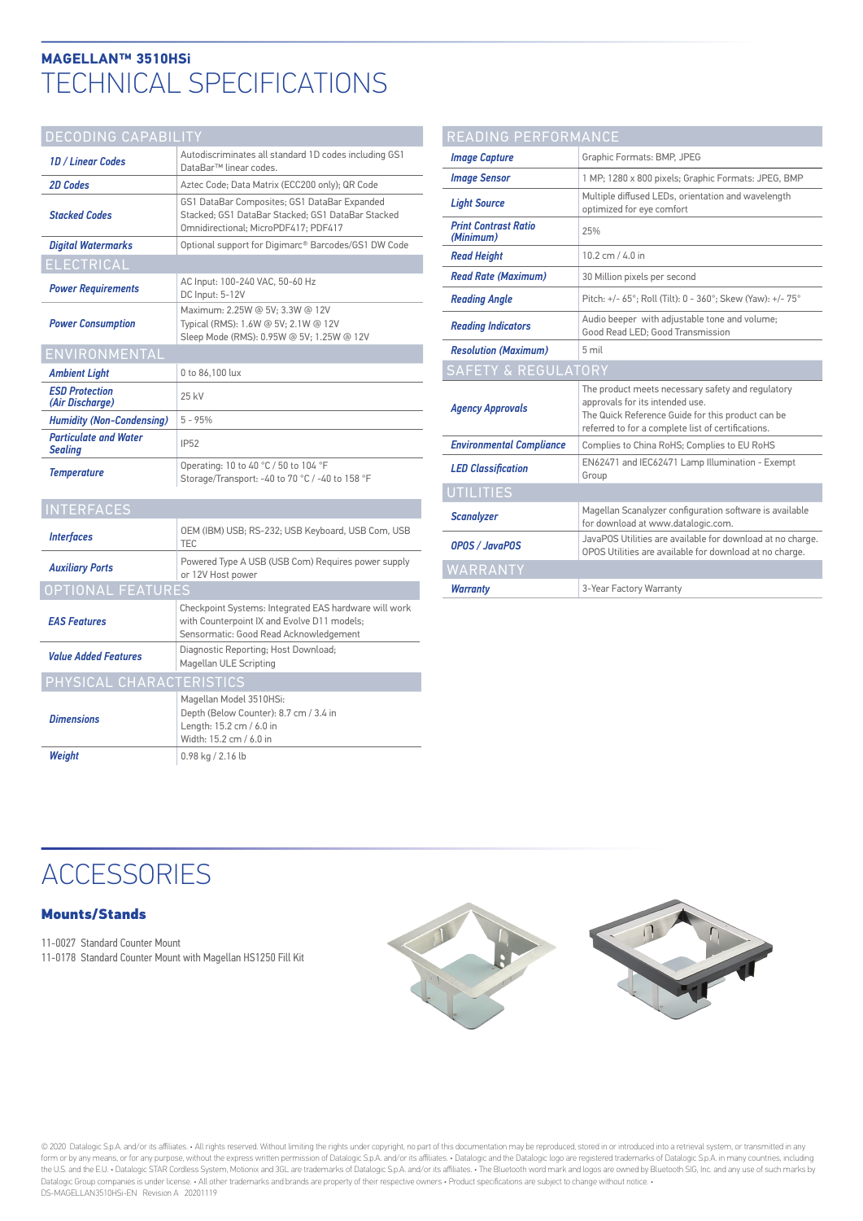**MAGELLAN™ 3510HSi**

# TECHNICAL SPECIFICATIONS

## DECODING CAPABILITY

| | |
|---|---|
| **1D / Linear Codes** | Autodiscriminates all standard 1D codes including GS1 DataBar™ linear codes. |
| **2D Codes** | Aztec Code; Data Matrix (ECC200 only); QR Code |
| **Stacked Codes** | GS1 DataBar Composites; GS1 DataBar Expanded Stacked; GS1 DataBar Stacked; GS1 DataBar Stacked Omnidirectional; MicroPDF417; PDF417 |
| **Digital Watermarks** | Optional support for Digimarc® Barcodes/GS1 DW Code |

## ELECTRICAL

| | |
|---|---|
| **Power Requirements** | AC Input: 100-240 VAC, 50-60 Hz<br>DC Input: 5-12V |
| **Power Consumption** | Maximum: 2.25W @ 5V; 3.3W @ 12V<br>Typical (RMS): 1.6W @ 5V; 2.1W @ 12V<br>Sleep Mode (RMS): 0.95W @ 5V; 1.25W @ 12V |

## ENVIRONMENTAL

| | |
|---|---|
| **Ambient Light** | 0 to 86,100 lux |
| **ESD Protection (Air Discharge)** | 25 kV |
| **Humidity (Non-Condensing)** | 5 - 95% |
| **Particulate and Water Sealing** | IP52 |
| **Temperature** | Operating: 10 to 40 °C / 50 to 104 °F<br>Storage/Transport: -40 to 70 °C / -40 to 158 °F |

## INTERFACES

| | |
|---|---|
| **Interfaces** | OEM (IBM) USB; RS-232; USB Keyboard, USB Com, USB TEC |
| **Auxiliary Ports** | Powered Type A USB (USB Com) Requires power supply or 12V Host power |

## OPTIONAL FEATURES

| | |
|---|---|
| **EAS Features** | Checkpoint Systems: Integrated EAS hardware will work with Counterpoint IX and Evolve D11 models; Sensormatic: Good Read Acknowledgement |
| **Value Added Features** | Diagnostic Reporting; Host Download;<br>Magellan ULE Scripting |

## PHYSICAL CHARACTERISTICS

| | |
|---|---|
| **Dimensions** | Magellan Model 3510HSi:<br>Depth (Below Counter): 8.7 cm / 3.4 in<br>Length: 15.2 cm / 6.0 in<br>Width: 15.2 cm / 6.0 in |
| **Weight** | 0.98 kg / 2.16 lb |

## READING PERFORMANCE

| | |
|---|---|
| **Image Capture** | Graphic Formats: BMP, JPEG |
| **Image Sensor** | 1 MP; 1280 x 800 pixels; Graphic Formats: JPEG, BMP |
| **Light Source** | Multiple diffused LEDs, orientation and wavelength optimized for eye comfort |
| **Print Contrast Ratio (Minimum)** | 25% |
| **Read Height** | 10.2 cm / 4.0 in |
| **Read Rate (Maximum)** | 30 Million pixels per second |
| **Reading Angle** | Pitch: +/- 65°; Roll (Tilt): 0 - 360°; Skew (Yaw): +/- 75° |
| **Reading Indicators** | Audio beeper with adjustable tone and volume; Good Read LED; Good Transmission |
| **Resolution (Maximum)** | 5 mil |

## SAFETY & REGULATORY

| | |
|---|---|
| **Agency Approvals** | The product meets necessary safety and regulatory approvals for its intended use.<br>The Quick Reference Guide for this product can be referred to for a complete list of certifications. |
| **Environmental Compliance** | Complies to China RoHS; Complies to EU RoHS |
| **LED Classification** | EN62471 and IEC62471 Lamp Illumination - Exempt Group |

## UTILITIES

| | |
|---|---|
| **Scanalyzer** | Magellan Scanalyzer configuration software is available for download at www.datalogic.com. |
| **OPOS / JavaPOS** | JavaPOS Utilities are available for download at no charge.<br>OPOS Utilities are available for download at no charge. |

## WARRANTY

| | |
|---|---|
| **Warranty** | 3-Year Factory Warranty |

# ACCESSORIES

### Mounts/Stands

11-0027 Standard Counter Mount
11-0178 Standard Counter Mount with Magellan HS1250 Fill Kit

© 2020 Datalogic S.p.A. and/or its affiliates. • All rights reserved. Without limiting the rights under copyright, no part of this documentation may be reproduced, stored in or introduced into a retrieval system, or transmitted in any form or by any means, or for any purpose, without the express written permission of Datalogic S.p.A. and/or its affiliates. • Datalogic and the Datalogic logo are registered trademarks of Datalogic S.p.A. in many countries, including the U.S. and the E.U. • Datalogic STAR Cordless System, Motionix and 3GL are trademarks of Datalogic S.p.A. and/or its affiliates. • The Bluetooth word mark and logos are owned by Bluetooth SIG, Inc. and any use of such marks by Datalogic Group companies is under license. • All other trademarks and brands are property of their respective owners • Product specifications are subject to change without notice. •
DS-MAGELLAN3510HSi-EN Revision A 20201119